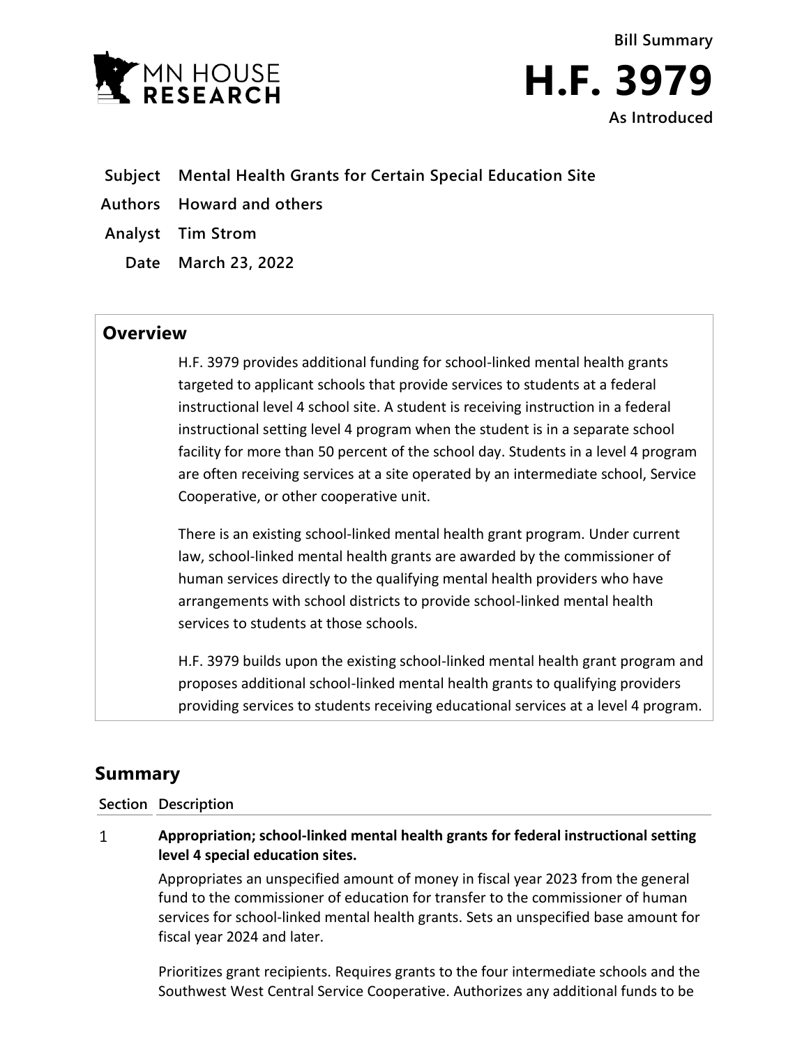Bill Summary

# H.F. 3979

As Introduced

**Subject** Mental Health Grants for Certain Special Education Site

**Authors** Howard and others

**Analyst** Tim Strom

**Date** March 23, 2022

## Overview

H.F. 3979 provides additional funding for school-linked mental health grants targeted to applicant schools that provide services to students at a federal instructional level 4 school site. A student is receiving instruction in a federal instructional setting level 4 program when the student is in a separate school facility for more than 50 percent of the school day. Students in a level 4 program are often receiving services at a site operated by an intermediate school, Service Cooperative, or other cooperative unit.

There is an existing school-linked mental health grant program. Under current law, school-linked mental health grants are awarded by the commissioner of human services directly to the qualifying mental health providers who have arrangements with school districts to provide school-linked mental health services to students at those schools.

H.F. 3979 builds upon the existing school-linked mental health grant program and proposes additional school-linked mental health grants to qualifying providers providing services to students receiving educational services at a level 4 program.

## Summary

| Section | Description |
|---|---|
| 1 | **Appropriation; school-linked mental health grants for federal instructional setting level 4 special education sites.**<br><br>Appropriates an unspecified amount of money in fiscal year 2023 from the general fund to the commissioner of education for transfer to the commissioner of human services for school-linked mental health grants. Sets an unspecified base amount for fiscal year 2024 and later.<br><br>Prioritizes grant recipients. Requires grants to the four intermediate schools and the Southwest West Central Service Cooperative. Authorizes any additional funds to be |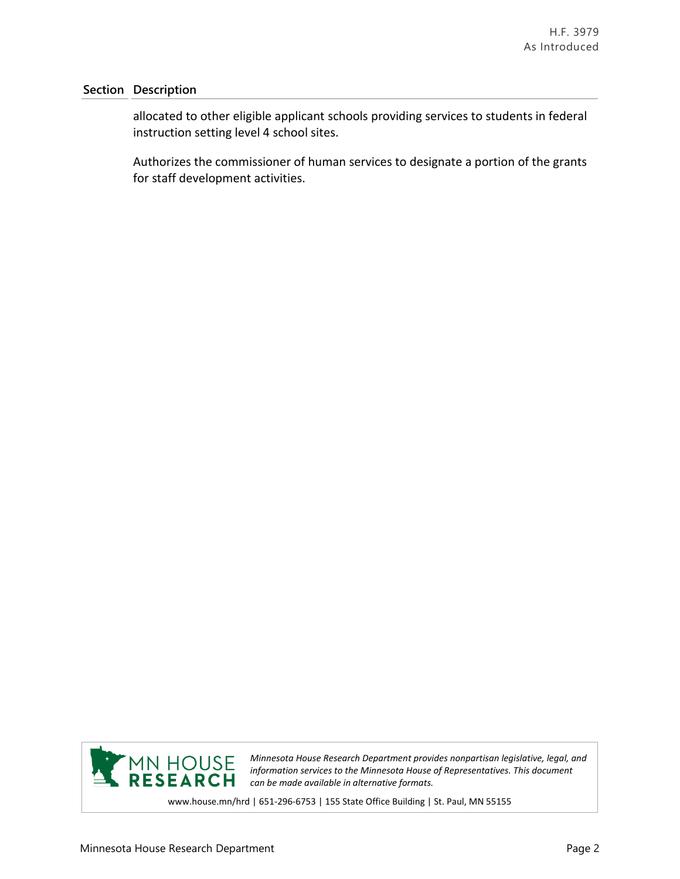| Section | Description |
|---|---|
| | allocated to other eligible applicant schools providing services to students in federal instruction setting level 4 school sites.<br><br>Authorizes the commissioner of human services to designate a portion of the grants for staff development activities. |

MN HOUSE RESEARCH

*Minnesota House Research Department provides nonpartisan legislative, legal, and information services to the Minnesota House of Representatives. This document can be made available in alternative formats.*

www.house.mn/hrd | 651-296-6753 | 155 State Office Building | St. Paul, MN 55155